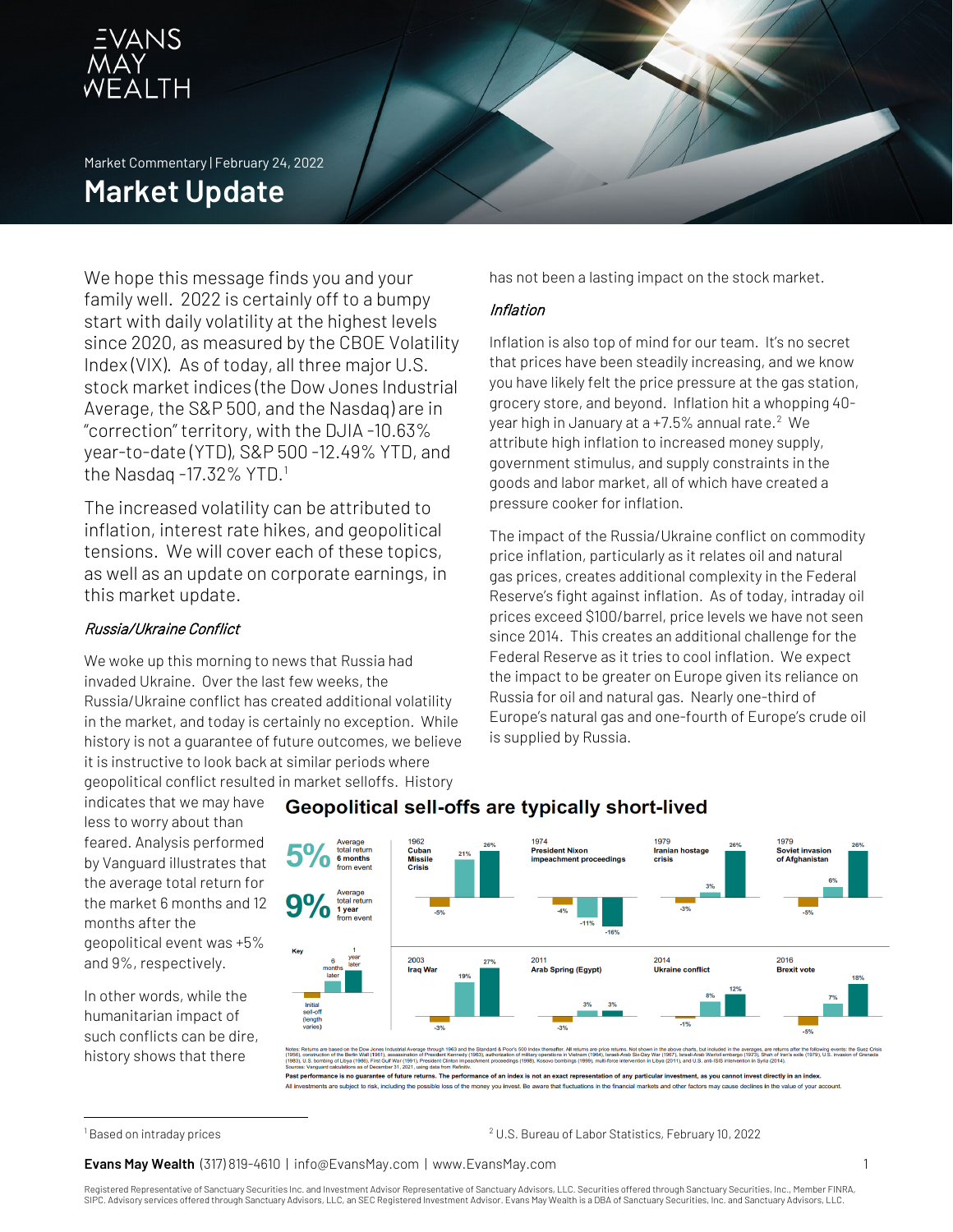# Evans May Wealth

Market Commentary | February 24, 2022

# Market Update

We hope this message finds you and your family well. 2022 is certainly off to a bumpy start with daily volatility at the highest levels since 2020, as measured by the CBOE Volatility Index (VIX). As of today, all three major U.S. stock market indices (the Dow Jones Industrial Average, the S&P 500, and the Nasdaq) are in "correction" territory, with the DJIA -10.63% year-to-date (YTD), S&P 500 -12.49% YTD, and the Nasdaq -17.32% YTD.[1]

The increased volatility can be attributed to inflation, interest rate hikes, and geopolitical tensions. We will cover each of these topics, as well as an update on corporate earnings, in this market update.

### *Russia/Ukraine Conflict*

We woke up this morning to news that Russia had invaded Ukraine. Over the last few weeks, the Russia/Ukraine conflict has created additional volatility in the market, and today is certainly no exception. While history is not a guarantee of future outcomes, we believe it is instructive to look back at similar periods where geopolitical conflict resulted in market selloffs. History indicates that we may have less to worry about than feared. Analysis performed by Vanguard illustrates that the average total return for the market 6 months and 12 months after the geopolitical event was +5% and 9%, respectively.

In other words, while the humanitarian impact of such conflicts can be dire, history shows that there has not been a lasting impact on the stock market.

### *Inflation*

Inflation is also top of mind for our team. It's no secret that prices have been steadily increasing, and we know you have likely felt the price pressure at the gas station, grocery store, and beyond. Inflation hit a whopping 40-year high in January at a +7.5% annual rate.[2] We attribute high inflation to increased money supply, government stimulus, and supply constraints in the goods and labor market, all of which have created a pressure cooker for inflation.

The impact of the Russia/Ukraine conflict on commodity price inflation, particularly as it relates oil and natural gas prices, creates additional complexity in the Federal Reserve's fight against inflation. As of today, intraday oil prices exceed $100/barrel, price levels we have not seen since 2014. This creates an additional challenge for the Federal Reserve as it tries to cool inflation. We expect the impact to be greater on Europe given its reliance on Russia for oil and natural gas. Nearly one-third of Europe's natural gas and one-fourth of Europe's crude oil is supplied by Russia.

**Geopolitical sell-offs are typically short-lived**

**5%** Average total return **6 months** from event

**9%** Average total return **1 year** from event

Key: Initial sell-off (length varies); 6 months later; 1 year later

| Event | Initial sell-off | 6 months later | 1 year later |
|---|---|---|---|
| 1962 Cuban Missile Crisis | -5% | 21% | 26% |
| 1974 President Nixon impeachment proceedings | -4% | -11% | -16% |
| 1979 Iranian hostage crisis | -3% | 3% | 26% |
| 1979 Soviet invasion of Afghanistan | -5% | 6% | 26% |
| 2003 Iraq War | -3% | 19% | 27% |
| 2011 Arab Spring (Egypt) | -3% | 3% | 3% |
| 2014 Ukraine conflict | -1% | 8% | 12% |
| 2016 Brexit vote | -5% | 7% | 18% |

Notes: Returns are based on the Dow Jones Industrial Average through 1963 and the Standard & Poor's 500 Index thereafter. All returns are price returns. Not shown in the above charts, but included in the averages, are returns after the following events: the Suez Crisis (1956), construction of the Berlin Wall (1961), assassination of President Kennedy (1963), authorization of military operations in Vietnam (1964), Israeli-Arab Six-Day War (1967), Israeli-Arab War/oil embargo (1973), Shah of Iran's exile (1979), U.S. invasion of Grenada (1983), U.S. bombing of Libya (1986), First Gulf War (1991), President Clinton impeachment proceedings (1998), Kosovo bombings (1999), multi-force intervention in Libya (2011), and U.S. anti-ISIS intervention in Syria (2014).
Sources: Vanguard calculations as of December 31, 2021, using data from Refinitiv.

**Past performance is no guarantee of future returns. The performance of an index is not an exact representation of any particular investment, as you cannot invest directly in an index.**

All investments are subject to risk, including the possible loss of the money you invest. Be aware that fluctuations in the financial markets and other factors may cause declines in the value of your account.

---

[1] Based on intraday prices

[2] U.S. Bureau of Labor Statistics, February 10, 2022

**Evans May Wealth** (317) 819-4610 | info@EvansMay.com | www.EvansMay.com

Registered Representative of Sanctuary Securities Inc. and Investment Advisor Representative of Sanctuary Advisors, LLC. Securities offered through Sanctuary Securities, Inc., Member FINRA, SIPC. Advisory services offered through Sanctuary Advisors, LLC, an SEC Registered Investment Advisor. Evans May Wealth is a DBA of Sanctuary Securities, Inc. and Sanctuary Advisors, LLC.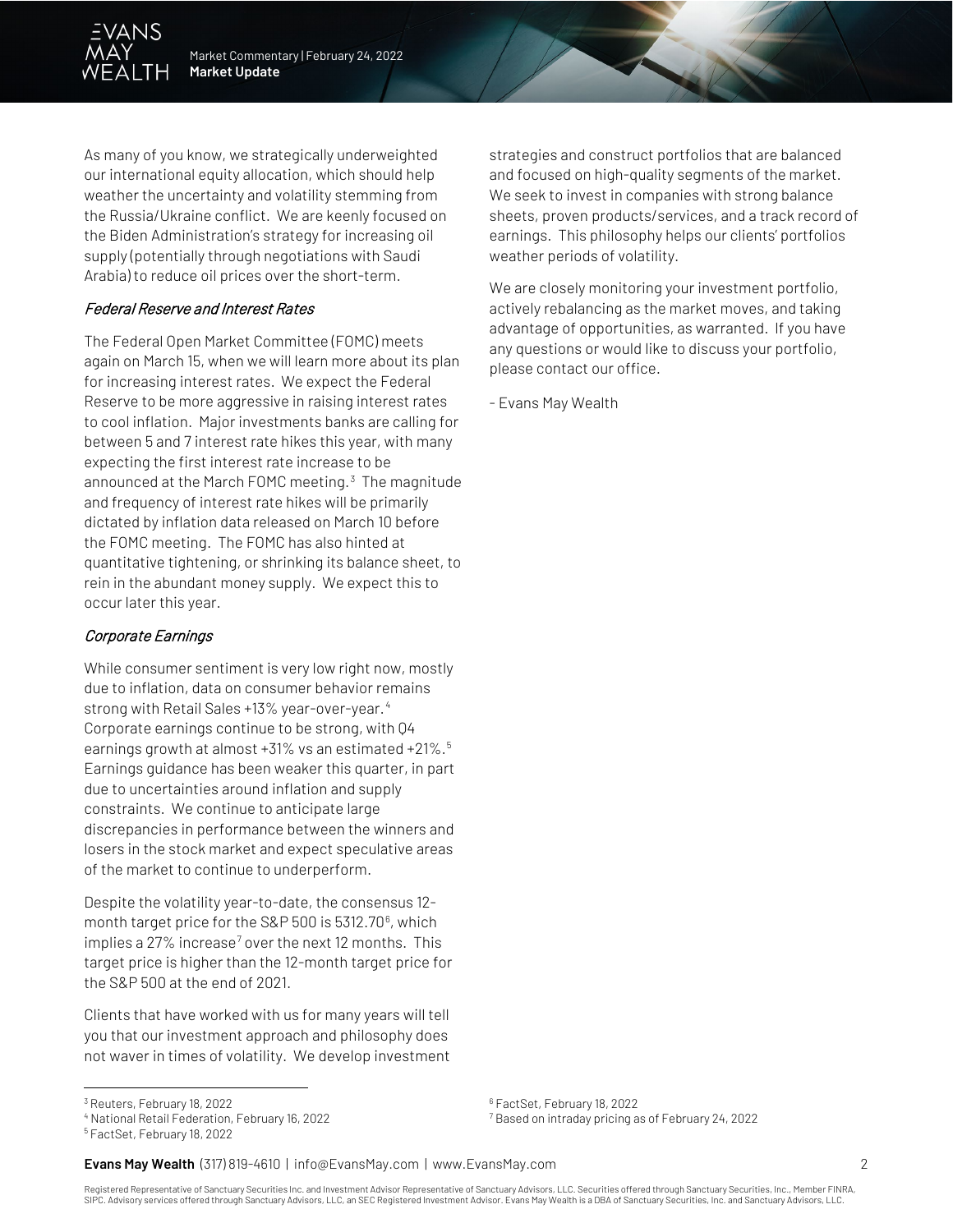As many of you know, we strategically underweighted our international equity allocation, which should help weather the uncertainty and volatility stemming from the Russia/Ukraine conflict. We are keenly focused on the Biden Administration's strategy for increasing oil supply (potentially through negotiations with Saudi Arabia) to reduce oil prices over the short-term.

### *Federal Reserve and Interest Rates*

The Federal Open Market Committee (FOMC) meets again on March 15, when we will learn more about its plan for increasing interest rates. We expect the Federal Reserve to be more aggressive in raising interest rates to cool inflation. Major investments banks are calling for between 5 and 7 interest rate hikes this year, with many expecting the first interest rate increase to be announced at the March FOMC meeting.[3] The magnitude and frequency of interest rate hikes will be primarily dictated by inflation data released on March 10 before the FOMC meeting. The FOMC has also hinted at quantitative tightening, or shrinking its balance sheet, to rein in the abundant money supply. We expect this to occur later this year.

### *Corporate Earnings*

While consumer sentiment is very low right now, mostly due to inflation, data on consumer behavior remains strong with Retail Sales +13% year-over-year.[4] Corporate earnings continue to be strong, with Q4 earnings growth at almost +31% vs an estimated +21%.[5] Earnings guidance has been weaker this quarter, in part due to uncertainties around inflation and supply constraints. We continue to anticipate large discrepancies in performance between the winners and losers in the stock market and expect speculative areas of the market to continue to underperform.

Despite the volatility year-to-date, the consensus 12-month target price for the S&P 500 is 5312.70[6], which implies a 27% increase[7] over the next 12 months. This target price is higher than the 12-month target price for the S&P 500 at the end of 2021.

Clients that have worked with us for many years will tell you that our investment approach and philosophy does not waver in times of volatility. We develop investment strategies and construct portfolios that are balanced and focused on high-quality segments of the market. We seek to invest in companies with strong balance sheets, proven products/services, and a track record of earnings. This philosophy helps our clients' portfolios weather periods of volatility.

We are closely monitoring your investment portfolio, actively rebalancing as the market moves, and taking advantage of opportunities, as warranted. If you have any questions or would like to discuss your portfolio, please contact our office.

- Evans May Wealth

---

[3] Reuters, February 18, 2022

[4] National Retail Federation, February 16, 2022

[5] FactSet, February 18, 2022

[6] FactSet, February 18, 2022

[7] Based on intraday pricing as of February 24, 2022

**Evans May Wealth** (317) 819-4610 | info@EvansMay.com | www.EvansMay.com

Registered Representative of Sanctuary Securities Inc. and Investment Advisor Representative of Sanctuary Advisors, LLC. Securities offered through Sanctuary Securities, Inc., Member FINRA, SIPC. Advisory services offered through Sanctuary Advisors, LLC, an SEC Registered Investment Advisor. Evans May Wealth is a DBA of Sanctuary Securities, Inc. and Sanctuary Advisors, LLC.